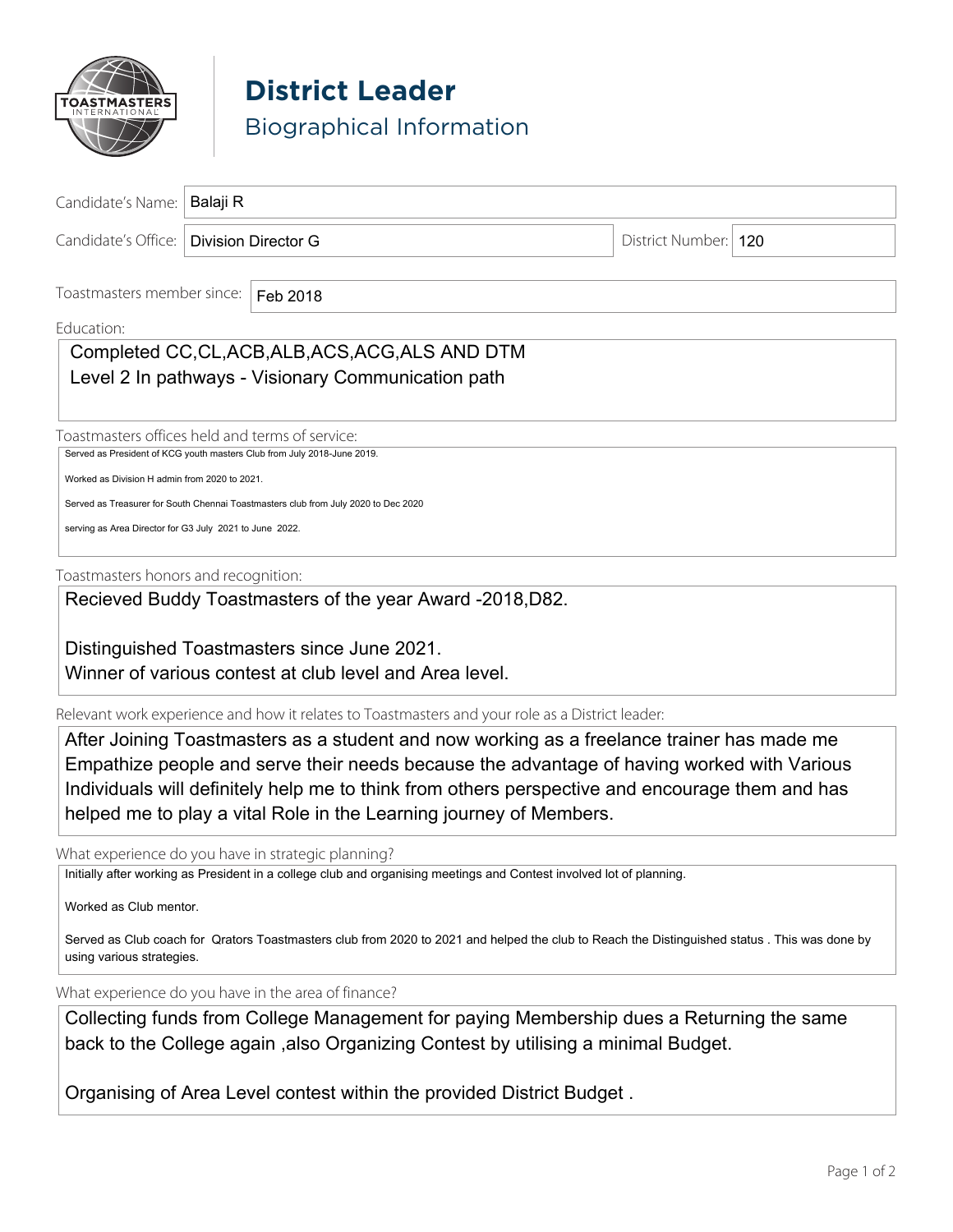# District Leader

## Biographical Information

Candidate's Name: Balaji R

Candidate's Office: Division Director G

District Number: 120

Toastmasters member since: Feb 2018

Education:

Completed CC,CL,ACB,ALB,ACS,ACG,ALS AND DTM

Level 2 In pathways - Visionary Communication path

Toastmasters offices held and terms of service:

Served as President of KCG youth masters Club from July 2018-June 2019.

Worked as Division H admin from 2020 to 2021.

Served as Treasurer for South Chennai Toastmasters club from July 2020 to Dec 2020

serving as Area Director for G3 July 2021 to June 2022.

Toastmasters honors and recognition:

Recieved Buddy Toastmasters of the year Award -2018,D82.

Distinguished Toastmasters since June 2021.

Winner of various contest at club level and Area level.

Relevant work experience and how it relates to Toastmasters and your role as a District leader:

After Joining Toastmasters as a student and now working as a freelance trainer has made me Empathize people and serve their needs because the advantage of having worked with Various Individuals will definitely help me to think from others perspective and encourage them and has helped me to play a vital Role in the Learning journey of Members.

What experience do you have in strategic planning?

Initially after working as President in a college club and organising meetings and Contest involved lot of planning.

Worked as Club mentor.

Served as Club coach for Qrators Toastmasters club from 2020 to 2021 and helped the club to Reach the Distinguished status . This was done by using various strategies.

What experience do you have in the area of finance?

Collecting funds from College Management for paying Membership dues a Returning the same back to the College again ,also Organizing Contest by utilising a minimal Budget.

Organising of Area Level contest within the provided District Budget .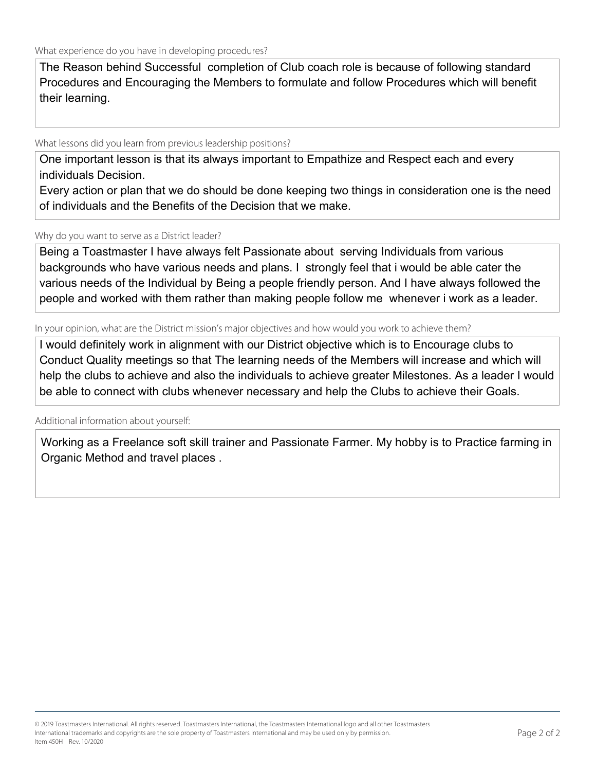What experience do you have in developing procedures?

The Reason behind Successful completion of Club coach role is because of following standard Procedures and Encouraging the Members to formulate and follow Procedures which will benefit their learning.

What lessons did you learn from previous leadership positions?

One important lesson is that its always important to Empathize and Respect each and every individuals Decision.
Every action or plan that we do should be done keeping two things in consideration one is the need of individuals and the Benefits of the Decision that we make.

Why do you want to serve as a District leader?

Being a Toastmaster I have always felt Passionate about serving Individuals from various backgrounds who have various needs and plans. I strongly feel that i would be able cater the various needs of the Individual by Being a people friendly person. And I have always followed the people and worked with them rather than making people follow me whenever i work as a leader.

In your opinion, what are the District mission's major objectives and how would you work to achieve them?

I would definitely work in alignment with our District objective which is to Encourage clubs to Conduct Quality meetings so that The learning needs of the Members will increase and which will help the clubs to achieve and also the individuals to achieve greater Milestones. As a leader I would be able to connect with clubs whenever necessary and help the Clubs to achieve their Goals.

Additional information about yourself:

Working as a Freelance soft skill trainer and Passionate Farmer. My hobby is to Practice farming in Organic Method and travel places .

© 2019 Toastmasters International. All rights reserved. Toastmasters International, the Toastmasters International logo and all other Toastmasters International trademarks and copyrights are the sole property of Toastmasters International and may be used only by permission.
Item 450H Rev. 10/2020